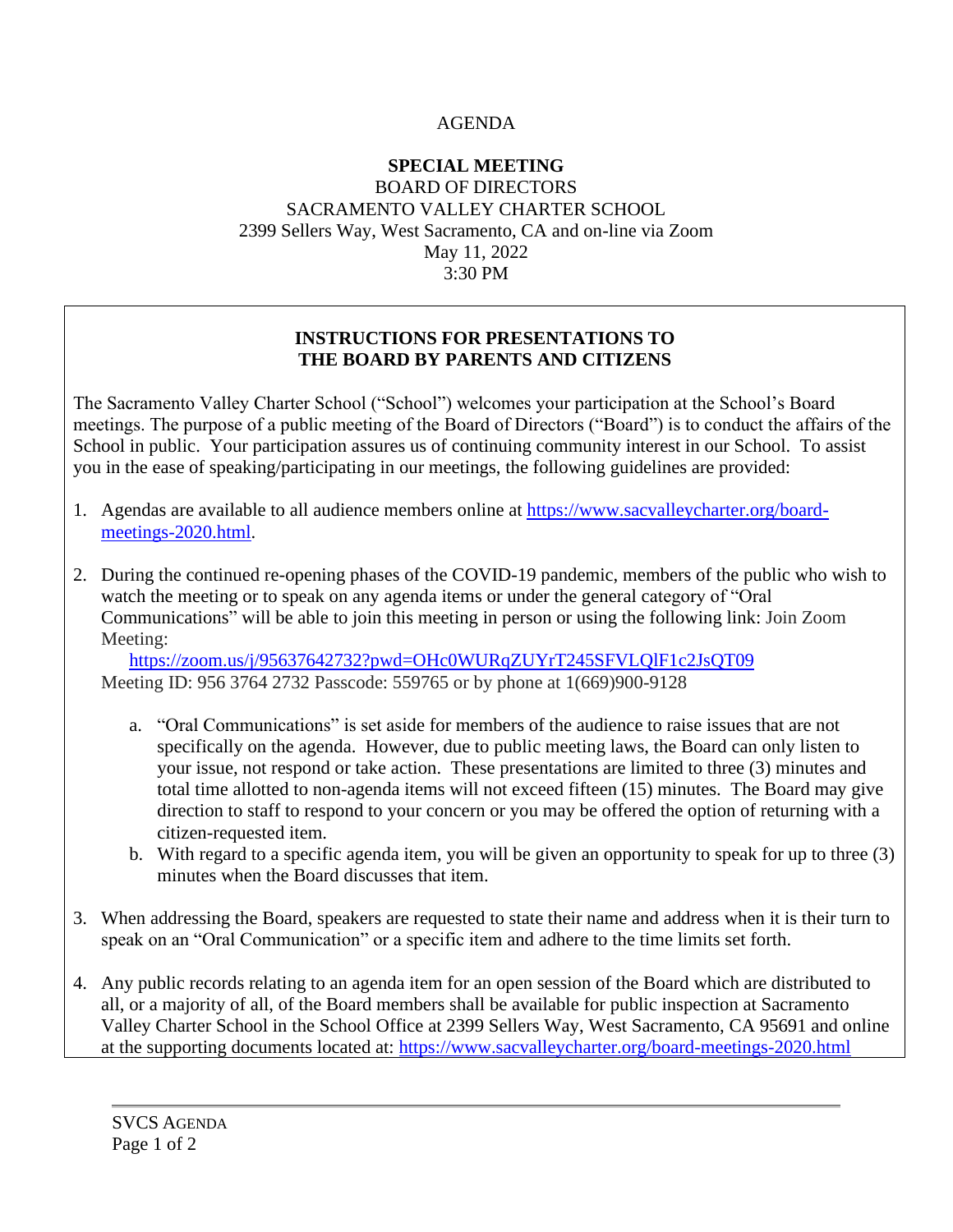AGENDA

**SPECIAL MEETING**
BOARD OF DIRECTORS
SACRAMENTO VALLEY CHARTER SCHOOL
2399 Sellers Way, West Sacramento, CA and on-line via Zoom
May 11, 2022
3:30 PM

**INSTRUCTIONS FOR PRESENTATIONS TO THE BOARD BY PARENTS AND CITIZENS**

The Sacramento Valley Charter School ("School") welcomes your participation at the School's Board meetings. The purpose of a public meeting of the Board of Directors ("Board") is to conduct the affairs of the School in public. Your participation assures us of continuing community interest in our School. To assist you in the ease of speaking/participating in our meetings, the following guidelines are provided:

1. Agendas are available to all audience members online at https://www.sacvalleycharter.org/board-meetings-2020.html.

2. During the continued re-opening phases of the COVID-19 pandemic, members of the public who wish to watch the meeting or to speak on any agenda items or under the general category of "Oral Communications" will be able to join this meeting in person or using the following link: Join Zoom Meeting:
   https://zoom.us/j/95637642732?pwd=OHc0WURqZUYrT245SFVLQlF1c2JsQT09
   Meeting ID: 956 3764 2732 Passcode: 559765 or by phone at 1(669)900-9128

   a. "Oral Communications" is set aside for members of the audience to raise issues that are not specifically on the agenda. However, due to public meeting laws, the Board can only listen to your issue, not respond or take action. These presentations are limited to three (3) minutes and total time allotted to non-agenda items will not exceed fifteen (15) minutes. The Board may give direction to staff to respond to your concern or you may be offered the option of returning with a citizen-requested item.
   b. With regard to a specific agenda item, you will be given an opportunity to speak for up to three (3) minutes when the Board discusses that item.

3. When addressing the Board, speakers are requested to state their name and address when it is their turn to speak on an "Oral Communication" or a specific item and adhere to the time limits set forth.

4. Any public records relating to an agenda item for an open session of the Board which are distributed to all, or a majority of all, of the Board members shall be available for public inspection at Sacramento Valley Charter School in the School Office at 2399 Sellers Way, West Sacramento, CA 95691 and online at the supporting documents located at: https://www.sacvalleycharter.org/board-meetings-2020.html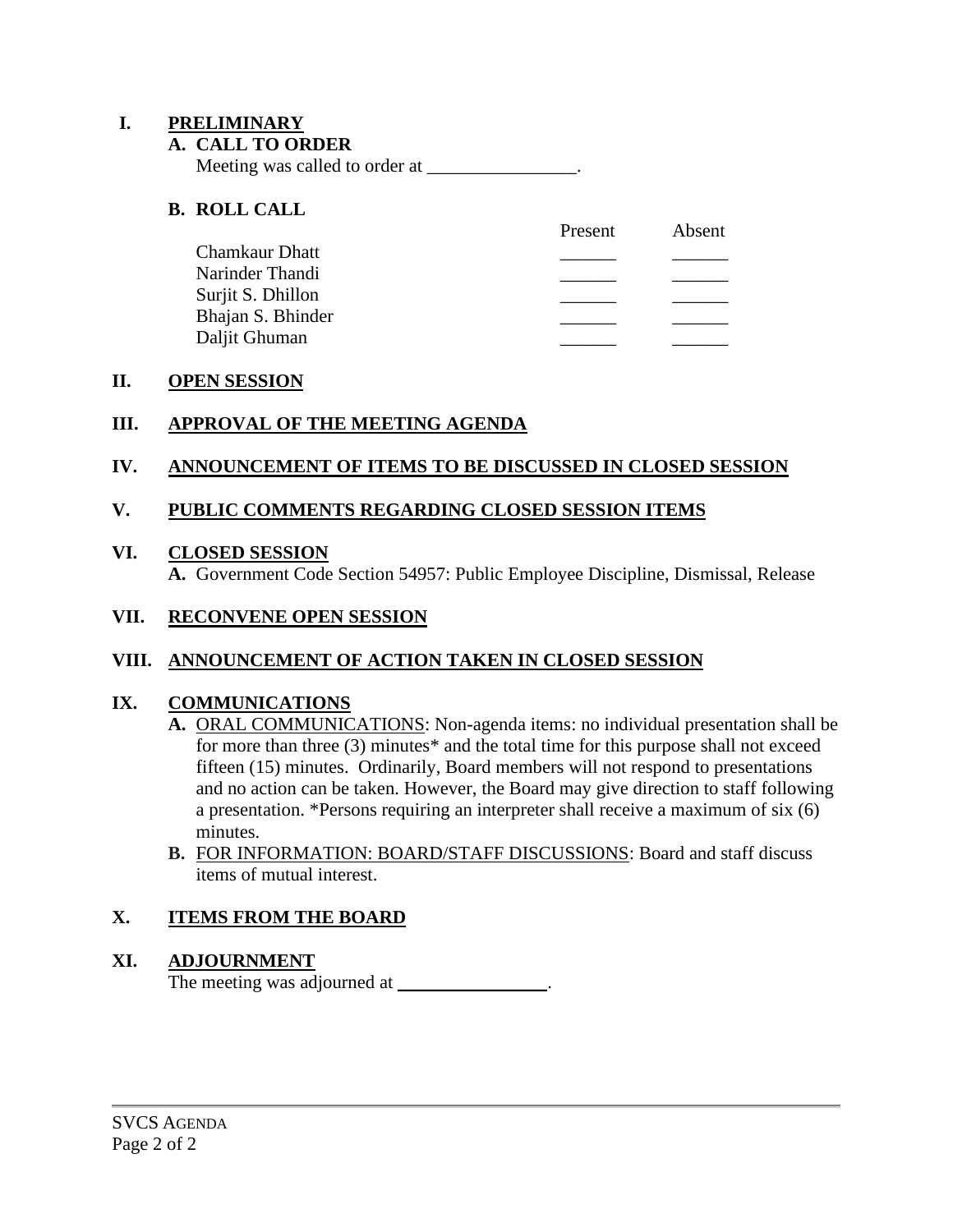## I. PRELIMINARY

### A. CALL TO ORDER

Meeting was called to order at ________________.

### B. ROLL CALL

| | Present | Absent |
|---|---|---|
| Chamkaur Dhatt | ______ | ______ |
| Narinder Thandi | ______ | ______ |
| Surjit S. Dhillon | ______ | ______ |
| Bhajan S. Bhinder | ______ | ______ |
| Daljit Ghuman | ______ | ______ |

## II. OPEN SESSION

## III. APPROVAL OF THE MEETING AGENDA

## IV. ANNOUNCEMENT OF ITEMS TO BE DISCUSSED IN CLOSED SESSION

## V. PUBLIC COMMENTS REGARDING CLOSED SESSION ITEMS

## VI. CLOSED SESSION

**A.** Government Code Section 54957: Public Employee Discipline, Dismissal, Release

## VII. RECONVENE OPEN SESSION

## VIII. ANNOUNCEMENT OF ACTION TAKEN IN CLOSED SESSION

## IX. COMMUNICATIONS

**A.** ORAL COMMUNICATIONS: Non-agenda items: no individual presentation shall be for more than three (3) minutes* and the total time for this purpose shall not exceed fifteen (15) minutes. Ordinarily, Board members will not respond to presentations and no action can be taken. However, the Board may give direction to staff following a presentation. *Persons requiring an interpreter shall receive a maximum of six (6) minutes.

**B.** FOR INFORMATION: BOARD/STAFF DISCUSSIONS: Board and staff discuss items of mutual interest.

## X. ITEMS FROM THE BOARD

## XI. ADJOURNMENT

The meeting was adjourned at ________________.